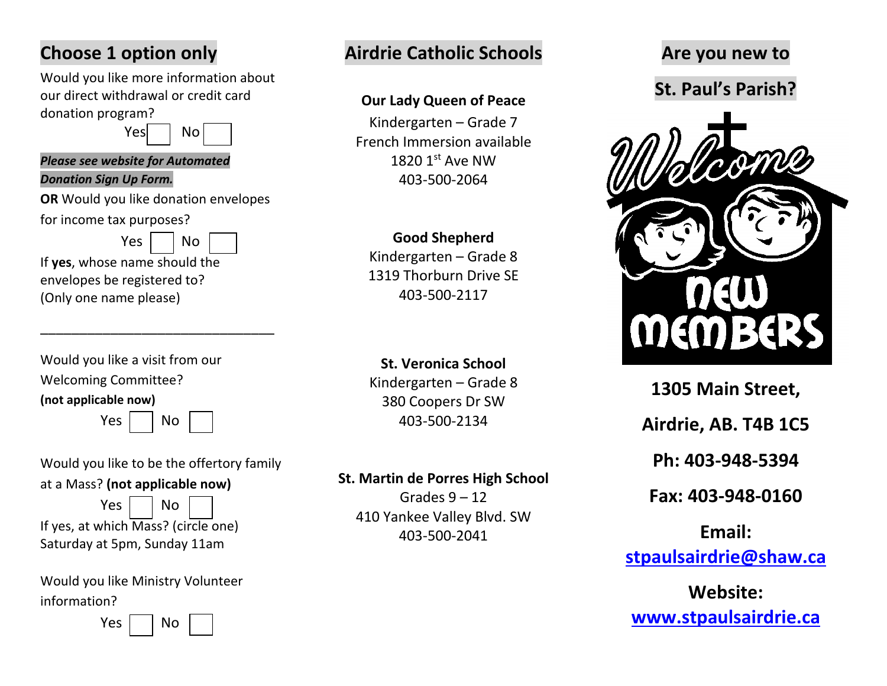## Choose 1 option only

Would you like more information about our direct withdrawal or credit card donation program?

Yes ☐ No ☐

***Please see website for Automated Donation Sign Up Form.***

**OR** Would you like donation envelopes for income tax purposes?

Yes ☐ No ☐

If **yes**, whose name should the envelopes be registered to? (Only one name please)

\_\_\_\_\_\_\_\_\_\_\_\_\_\_\_\_\_\_\_\_\_\_\_\_\_\_\_\_\_\_\_\_

Would you like a visit from our Welcoming Committee?
**(not applicable now)**

Yes ☐ No ☐

Would you like to be the offertory family at a Mass? **(not applicable now)**

Yes ☐ No ☐

If yes, at which Mass? (circle one)
Saturday at 5pm, Sunday 11am

Would you like Ministry Volunteer information?

Yes ☐ No ☐

## Airdrie Catholic Schools

**Our Lady Queen of Peace**
Kindergarten – Grade 7
French Immersion available
1820 1st Ave NW
403-500-2064

**Good Shepherd**
Kindergarten – Grade 8
1319 Thorburn Drive SE
403-500-2117

**St. Veronica School**
Kindergarten – Grade 8
380 Coopers Dr SW
403-500-2134

**St. Martin de Porres High School**
Grades 9 – 12
410 Yankee Valley Blvd. SW
403-500-2041

## Are you new to St. Paul's Parish?

Welcome new members

**1305 Main Street,**

**Airdrie, AB. T4B 1C5**

**Ph: 403-948-5394**

**Fax: 403-948-0160**

**Email:**
**stpaulsairdrie@shaw.ca**

**Website:**
**www.stpaulsairdrie.ca**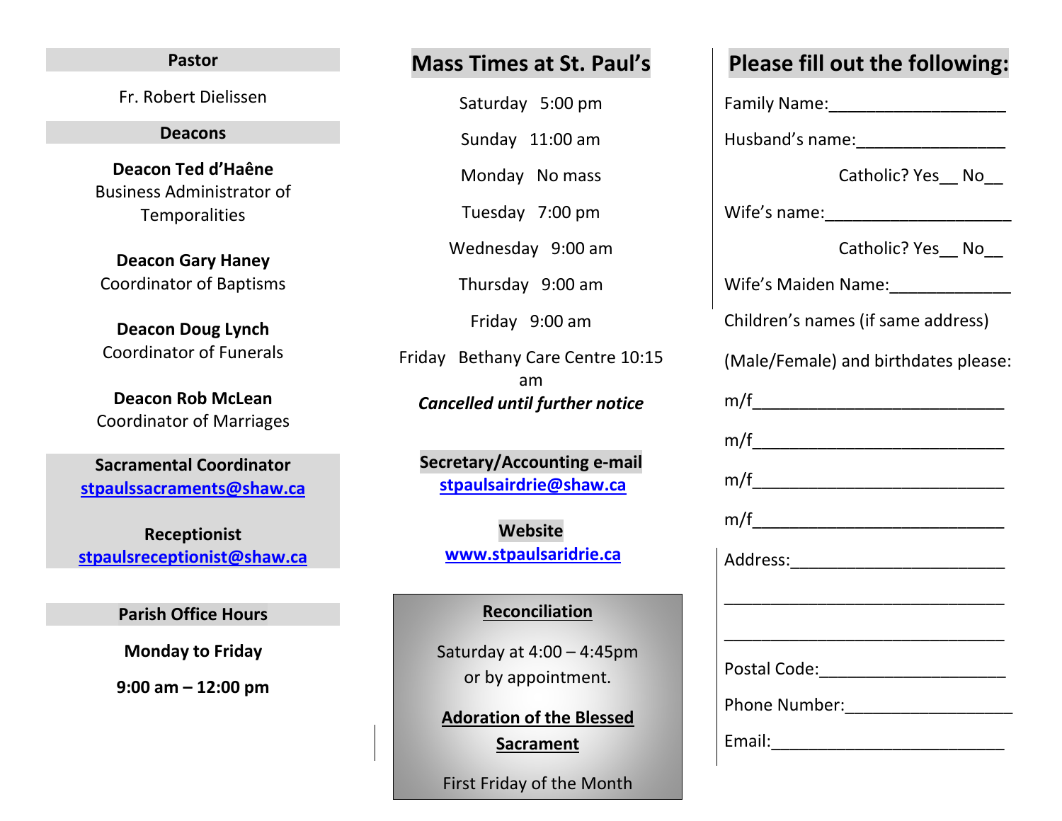**Pastor**

Fr. Robert Dielissen

**Deacons**

**Deacon Ted d'Haêne**
Business Administrator of Temporalities

**Deacon Gary Haney**
Coordinator of Baptisms

**Deacon Doug Lynch**
Coordinator of Funerals

**Deacon Rob McLean**
Coordinator of Marriages

**Sacramental Coordinator**
stpaulssacraments@shaw.ca

**Receptionist**
stpaulsreceptionist@shaw.ca

**Parish Office Hours**

**Monday to Friday**

**9:00 am – 12:00 pm**

## Mass Times at St. Paul's

Saturday 5:00 pm

Sunday 11:00 am

Monday No mass

Tuesday 7:00 pm

Wednesday 9:00 am

Thursday 9:00 am

Friday 9:00 am

Friday Bethany Care Centre 10:15 am
***Cancelled until further notice***

**Secretary/Accounting e-mail**
stpaulsairdrie@shaw.ca

**Website**
www.stpaulsaridrie.ca

**Reconciliation**

Saturday at 4:00 – 4:45pm
or by appointment.

**Adoration of the Blessed Sacrament**

First Friday of the Month

## Please fill out the following:

Family Name:___________________

Husband's name:________________

Catholic? Yes__ No__

Wife's name:____________________

Catholic? Yes__ No__

Wife's Maiden Name:_____________

Children's names (if same address)

(Male/Female) and birthdates please:

m/f___________________________

m/f___________________________

m/f___________________________

m/f___________________________

Address:________________________

_______________________________

_______________________________

Postal Code:____________________

Phone Number:__________________

Email:__________________________